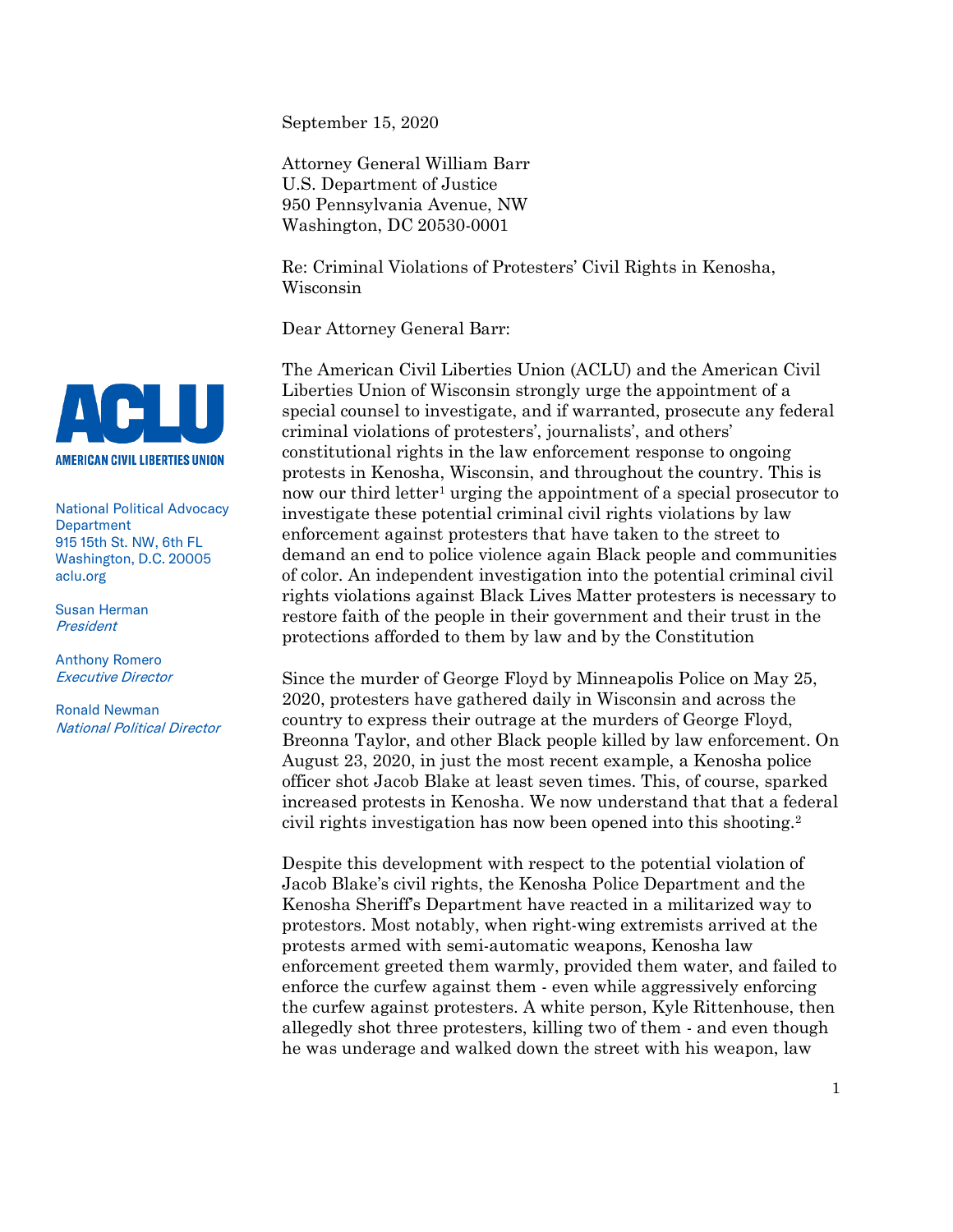September 15, 2020

Attorney General William Barr
U.S. Department of Justice
950 Pennsylvania Avenue, NW
Washington, DC 20530-0001

Re: Criminal Violations of Protesters' Civil Rights in Kenosha, Wisconsin

Dear Attorney General Barr:

AMERICAN CIVIL LIBERTIES UNION

National Political Advocacy Department
915 15th St. NW, 6th FL
Washington, D.C. 20005
aclu.org

Susan Herman
*President*

Anthony Romero
*Executive Director*

Ronald Newman
*National Political Director*

The American Civil Liberties Union (ACLU) and the American Civil Liberties Union of Wisconsin strongly urge the appointment of a special counsel to investigate, and if warranted, prosecute any federal criminal violations of protesters', journalists', and others' constitutional rights in the law enforcement response to ongoing protests in Kenosha, Wisconsin, and throughout the country. This is now our third letter[1] urging the appointment of a special prosecutor to investigate these potential criminal civil rights violations by law enforcement against protesters that have taken to the street to demand an end to police violence again Black people and communities of color. An independent investigation into the potential criminal civil rights violations against Black Lives Matter protesters is necessary to restore faith of the people in their government and their trust in the protections afforded to them by law and by the Constitution

Since the murder of George Floyd by Minneapolis Police on May 25, 2020, protesters have gathered daily in Wisconsin and across the country to express their outrage at the murders of George Floyd, Breonna Taylor, and other Black people killed by law enforcement. On August 23, 2020, in just the most recent example, a Kenosha police officer shot Jacob Blake at least seven times. This, of course, sparked increased protests in Kenosha. We now understand that that a federal civil rights investigation has now been opened into this shooting.[2]

Despite this development with respect to the potential violation of Jacob Blake's civil rights, the Kenosha Police Department and the Kenosha Sheriff's Department have reacted in a militarized way to protestors. Most notably, when right-wing extremists arrived at the protests armed with semi-automatic weapons, Kenosha law enforcement greeted them warmly, provided them water, and failed to enforce the curfew against them - even while aggressively enforcing the curfew against protesters. A white person, Kyle Rittenhouse, then allegedly shot three protesters, killing two of them - and even though he was underage and walked down the street with his weapon, law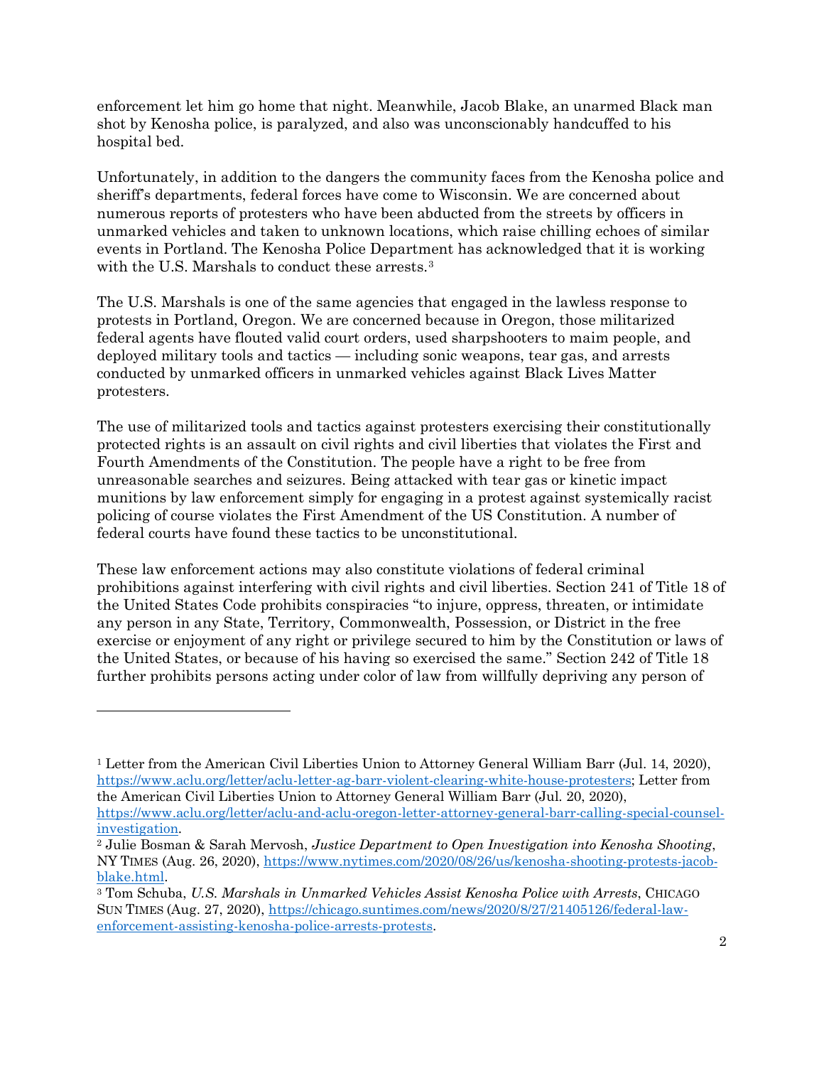enforcement let him go home that night. Meanwhile, Jacob Blake, an unarmed Black man shot by Kenosha police, is paralyzed, and also was unconscionably handcuffed to his hospital bed.

Unfortunately, in addition to the dangers the community faces from the Kenosha police and sheriff's departments, federal forces have come to Wisconsin. We are concerned about numerous reports of protesters who have been abducted from the streets by officers in unmarked vehicles and taken to unknown locations, which raise chilling echoes of similar events in Portland. The Kenosha Police Department has acknowledged that it is working with the U.S. Marshals to conduct these arrests.[3]

The U.S. Marshals is one of the same agencies that engaged in the lawless response to protests in Portland, Oregon. We are concerned because in Oregon, those militarized federal agents have flouted valid court orders, used sharpshooters to maim people, and deployed military tools and tactics — including sonic weapons, tear gas, and arrests conducted by unmarked officers in unmarked vehicles against Black Lives Matter protesters.

The use of militarized tools and tactics against protesters exercising their constitutionally protected rights is an assault on civil rights and civil liberties that violates the First and Fourth Amendments of the Constitution. The people have a right to be free from unreasonable searches and seizures. Being attacked with tear gas or kinetic impact munitions by law enforcement simply for engaging in a protest against systemically racist policing of course violates the First Amendment of the US Constitution. A number of federal courts have found these tactics to be unconstitutional.

These law enforcement actions may also constitute violations of federal criminal prohibitions against interfering with civil rights and civil liberties. Section 241 of Title 18 of the United States Code prohibits conspiracies "to injure, oppress, threaten, or intimidate any person in any State, Territory, Commonwealth, Possession, or District in the free exercise or enjoyment of any right or privilege secured to him by the Constitution or laws of the United States, or because of his having so exercised the same." Section 242 of Title 18 further prohibits persons acting under color of law from willfully depriving any person of

---

[1] Letter from the American Civil Liberties Union to Attorney General William Barr (Jul. 14, 2020), https://www.aclu.org/letter/aclu-letter-ag-barr-violent-clearing-white-house-protesters; Letter from the American Civil Liberties Union to Attorney General William Barr (Jul. 20, 2020), https://www.aclu.org/letter/aclu-and-aclu-oregon-letter-attorney-general-barr-calling-special-counsel-investigation.

[2] Julie Bosman & Sarah Mervosh, *Justice Department to Open Investigation into Kenosha Shooting*, NY TIMES (Aug. 26, 2020), https://www.nytimes.com/2020/08/26/us/kenosha-shooting-protests-jacob-blake.html.

[3] Tom Schuba, *U.S. Marshals in Unmarked Vehicles Assist Kenosha Police with Arrests*, CHICAGO SUN TIMES (Aug. 27, 2020), https://chicago.suntimes.com/news/2020/8/27/21405126/federal-law-enforcement-assisting-kenosha-police-arrests-protests.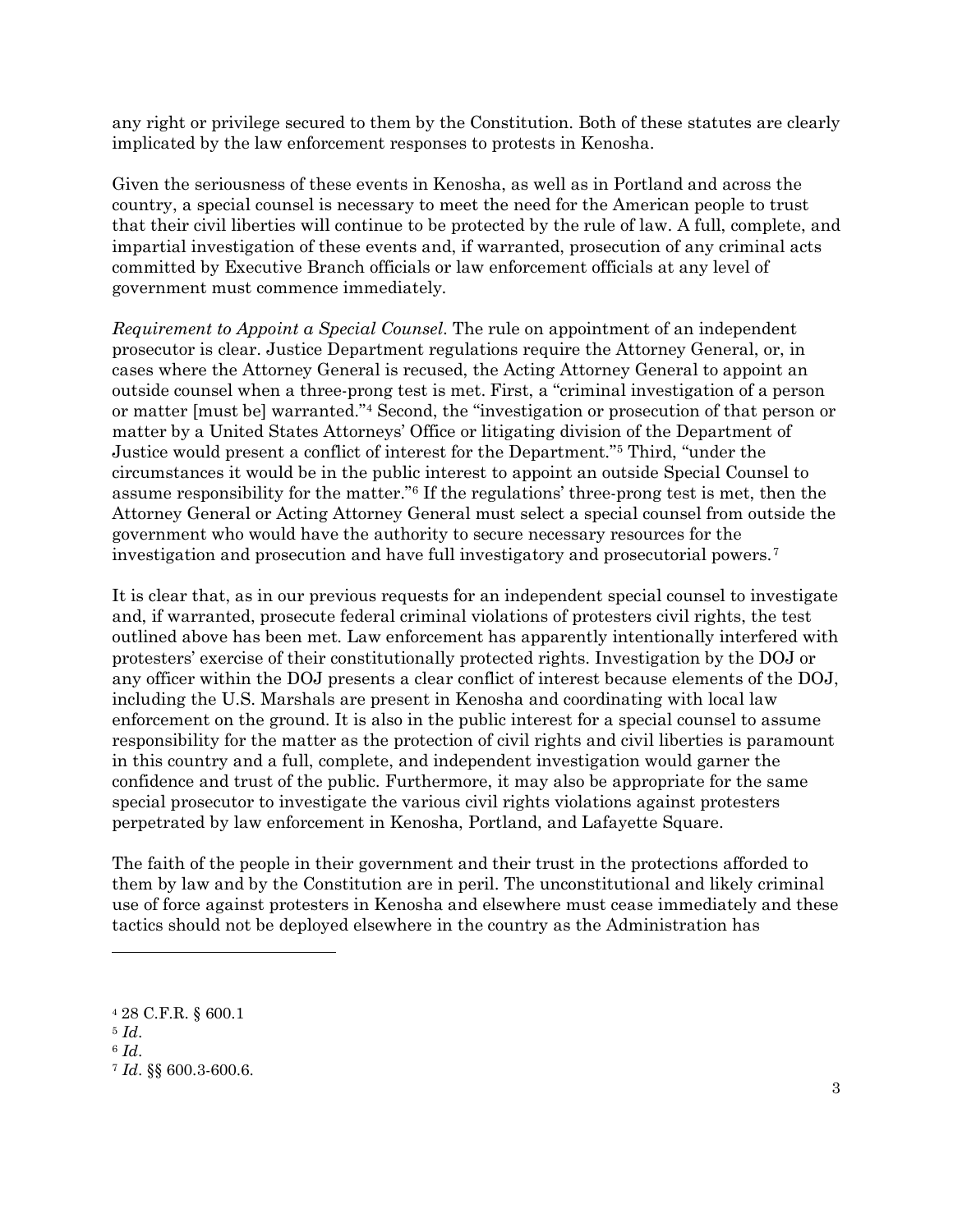any right or privilege secured to them by the Constitution. Both of these statutes are clearly implicated by the law enforcement responses to protests in Kenosha.

Given the seriousness of these events in Kenosha, as well as in Portland and across the country, a special counsel is necessary to meet the need for the American people to trust that their civil liberties will continue to be protected by the rule of law. A full, complete, and impartial investigation of these events and, if warranted, prosecution of any criminal acts committed by Executive Branch officials or law enforcement officials at any level of government must commence immediately.

*Requirement to Appoint a Special Counsel*. The rule on appointment of an independent prosecutor is clear. Justice Department regulations require the Attorney General, or, in cases where the Attorney General is recused, the Acting Attorney General to appoint an outside counsel when a three-prong test is met. First, a "criminal investigation of a person or matter [must be] warranted."[4] Second, the "investigation or prosecution of that person or matter by a United States Attorneys' Office or litigating division of the Department of Justice would present a conflict of interest for the Department."[5] Third, "under the circumstances it would be in the public interest to appoint an outside Special Counsel to assume responsibility for the matter."[6] If the regulations' three-prong test is met, then the Attorney General or Acting Attorney General must select a special counsel from outside the government who would have the authority to secure necessary resources for the investigation and prosecution and have full investigatory and prosecutorial powers.[7]

It is clear that, as in our previous requests for an independent special counsel to investigate and, if warranted, prosecute federal criminal violations of protesters civil rights, the test outlined above has been met. Law enforcement has apparently intentionally interfered with protesters' exercise of their constitutionally protected rights. Investigation by the DOJ or any officer within the DOJ presents a clear conflict of interest because elements of the DOJ, including the U.S. Marshals are present in Kenosha and coordinating with local law enforcement on the ground. It is also in the public interest for a special counsel to assume responsibility for the matter as the protection of civil rights and civil liberties is paramount in this country and a full, complete, and independent investigation would garner the confidence and trust of the public. Furthermore, it may also be appropriate for the same special prosecutor to investigate the various civil rights violations against protesters perpetrated by law enforcement in Kenosha, Portland, and Lafayette Square.

The faith of the people in their government and their trust in the protections afforded to them by law and by the Constitution are in peril. The unconstitutional and likely criminal use of force against protesters in Kenosha and elsewhere must cease immediately and these tactics should not be deployed elsewhere in the country as the Administration has

---

[4] 28 C.F.R. § 600.1

[5] *Id*.

[6] *Id*.

[7] *Id*. §§ 600.3-600.6.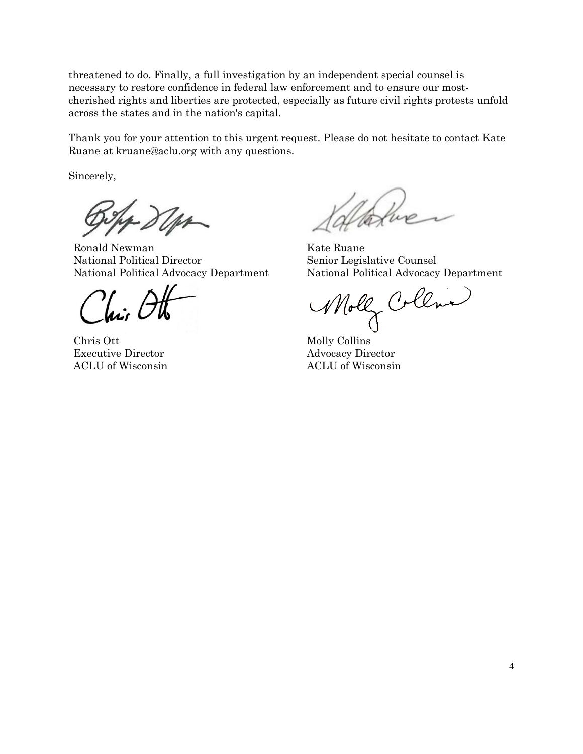threatened to do. Finally, a full investigation by an independent special counsel is necessary to restore confidence in federal law enforcement and to ensure our most-cherished rights and liberties are protected, especially as future civil rights protests unfold across the states and in the nation's capital.

Thank you for your attention to this urgent request. Please do not hesitate to contact Kate Ruane at kruane@aclu.org with any questions.

Sincerely,

Ronald Newman
National Political Director
National Political Advocacy Department

Kate Ruane
Senior Legislative Counsel
National Political Advocacy Department

Chris Ott
Executive Director
ACLU of Wisconsin

Molly Collins
Advocacy Director
ACLU of Wisconsin